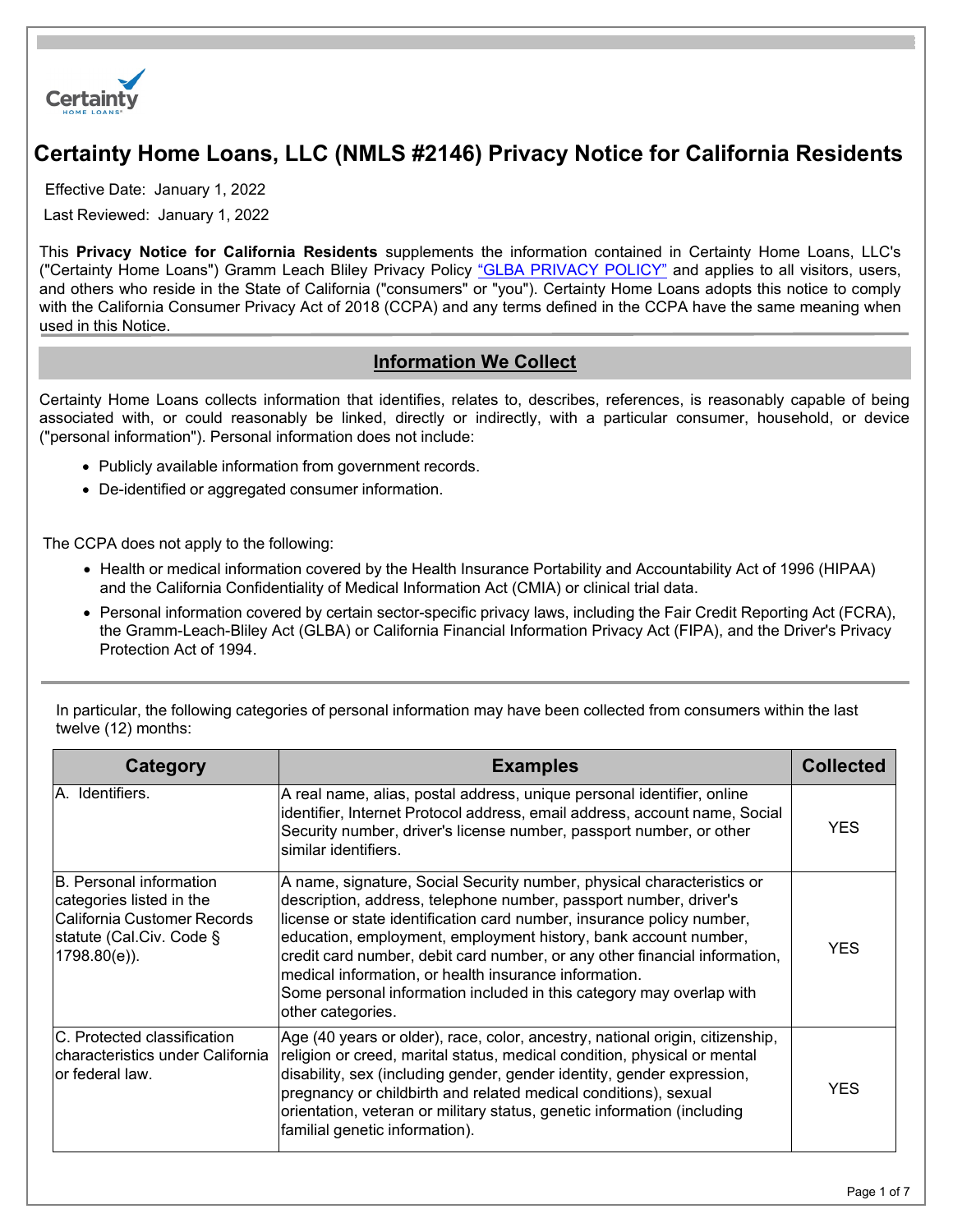# Certainty Home Loans, LLC (NMLS #2146) Privacy Notice for California Residents

Effective Date: January 1, 2022

Last Reviewed: January 1, 2022

This **Privacy Notice for California Residents** supplements the information contained in Certainty Home Loans, LLC's ("Certainty Home Loans") Gramm Leach Bliley Privacy Policy "GLBA PRIVACY POLICY" and applies to all visitors, users, and others who reside in the State of California ("consumers" or "you"). Certainty Home Loans adopts this notice to comply with the California Consumer Privacy Act of 2018 (CCPA) and any terms defined in the CCPA have the same meaning when used in this Notice.

## Information We Collect

Certainty Home Loans collects information that identifies, relates to, describes, references, is reasonably capable of being associated with, or could reasonably be linked, directly or indirectly, with a particular consumer, household, or device ("personal information"). Personal information does not include:

- Publicly available information from government records.
- De-identified or aggregated consumer information.

The CCPA does not apply to the following:

- Health or medical information covered by the Health Insurance Portability and Accountability Act of 1996 (HIPAA) and the California Confidentiality of Medical Information Act (CMIA) or clinical trial data.
- Personal information covered by certain sector-specific privacy laws, including the Fair Credit Reporting Act (FCRA), the Gramm-Leach-Bliley Act (GLBA) or California Financial Information Privacy Act (FIPA), and the Driver's Privacy Protection Act of 1994.

In particular, the following categories of personal information may have been collected from consumers within the last twelve (12) months:

| Category | Examples | Collected |
|---|---|---|
| A. Identifiers. | A real name, alias, postal address, unique personal identifier, online identifier, Internet Protocol address, email address, account name, Social Security number, driver's license number, passport number, or other similar identifiers. | YES |
| B. Personal information categories listed in the California Customer Records statute (Cal.Civ. Code § 1798.80(e)). | A name, signature, Social Security number, physical characteristics or description, address, telephone number, passport number, driver's license or state identification card number, insurance policy number, education, employment, employment history, bank account number, credit card number, debit card number, or any other financial information, medical information, or health insurance information. Some personal information included in this category may overlap with other categories. | YES |
| C. Protected classification characteristics under California or federal law. | Age (40 years or older), race, color, ancestry, national origin, citizenship, religion or creed, marital status, medical condition, physical or mental disability, sex (including gender, gender identity, gender expression, pregnancy or childbirth and related medical conditions), sexual orientation, veteran or military status, genetic information (including familial genetic information). | YES |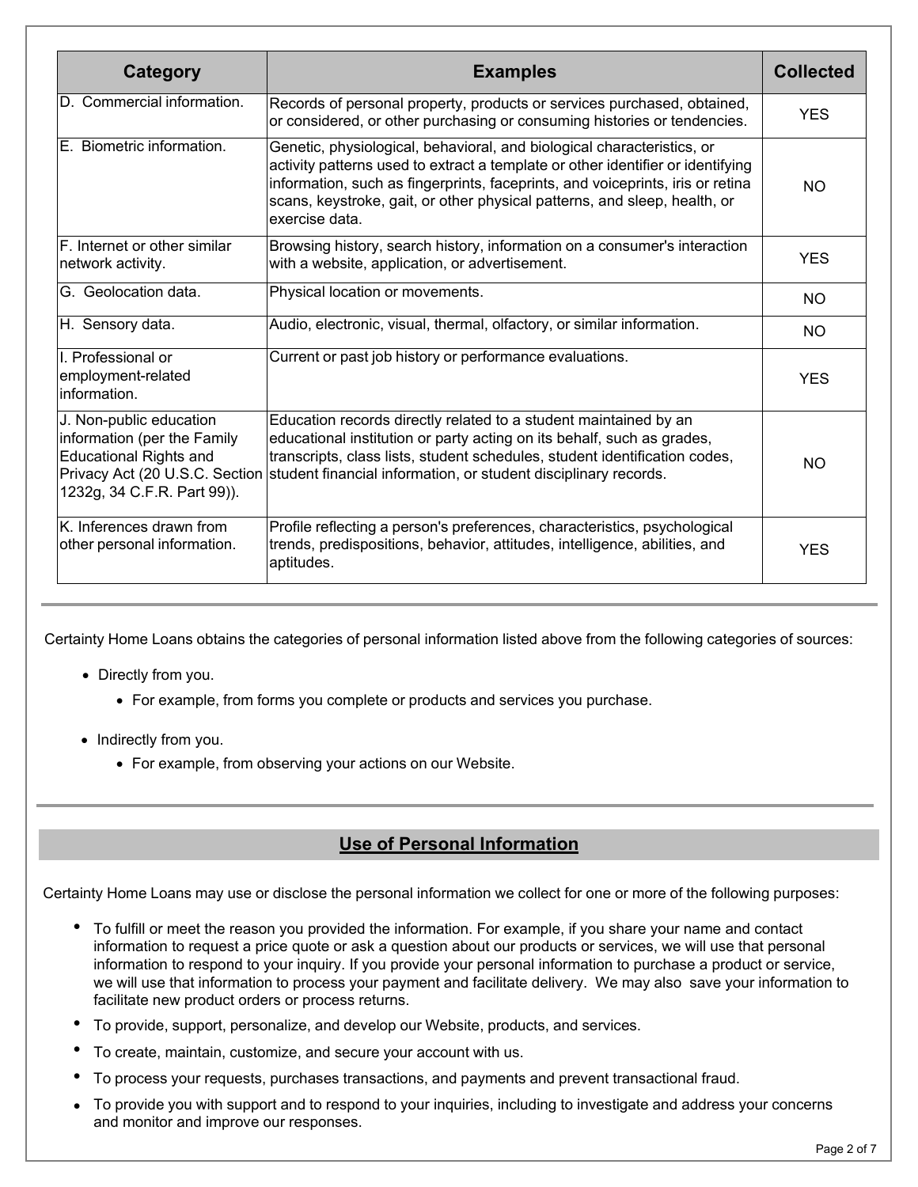| Category | Examples | Collected |
|---|---|---|
| D. Commercial information. | Records of personal property, products or services purchased, obtained, or considered, or other purchasing or consuming histories or tendencies. | YES |
| E. Biometric information. | Genetic, physiological, behavioral, and biological characteristics, or activity patterns used to extract a template or other identifier or identifying information, such as fingerprints, faceprints, and voiceprints, iris or retina scans, keystroke, gait, or other physical patterns, and sleep, health, or exercise data. | NO |
| F. Internet or other similar network activity. | Browsing history, search history, information on a consumer's interaction with a website, application, or advertisement. | YES |
| G. Geolocation data. | Physical location or movements. | NO |
| H. Sensory data. | Audio, electronic, visual, thermal, olfactory, or similar information. | NO |
| I. Professional or employment-related information. | Current or past job history or performance evaluations. | YES |
| J. Non-public education information (per the Family Educational Rights and Privacy Act (20 U.S.C. Section 1232g, 34 C.F.R. Part 99)). | Education records directly related to a student maintained by an educational institution or party acting on its behalf, such as grades, transcripts, class lists, student schedules, student identification codes, student financial information, or student disciplinary records. | NO |
| K. Inferences drawn from other personal information. | Profile reflecting a person's preferences, characteristics, psychological trends, predispositions, behavior, attitudes, intelligence, abilities, and aptitudes. | YES |

Certainty Home Loans obtains the categories of personal information listed above from the following categories of sources:

- Directly from you.
  - For example, from forms you complete or products and services you purchase.
- Indirectly from you.
  - For example, from observing your actions on our Website.

## Use of Personal Information

Certainty Home Loans may use or disclose the personal information we collect for one or more of the following purposes:

- To fulfill or meet the reason you provided the information. For example, if you share your name and contact information to request a price quote or ask a question about our products or services, we will use that personal information to respond to your inquiry. If you provide your personal information to purchase a product or service, we will use that information to process your payment and facilitate delivery. We may also save your information to facilitate new product orders or process returns.
- To provide, support, personalize, and develop our Website, products, and services.
- To create, maintain, customize, and secure your account with us.
- To process your requests, purchases transactions, and payments and prevent transactional fraud.
- To provide you with support and to respond to your inquiries, including to investigate and address your concerns and monitor and improve our responses.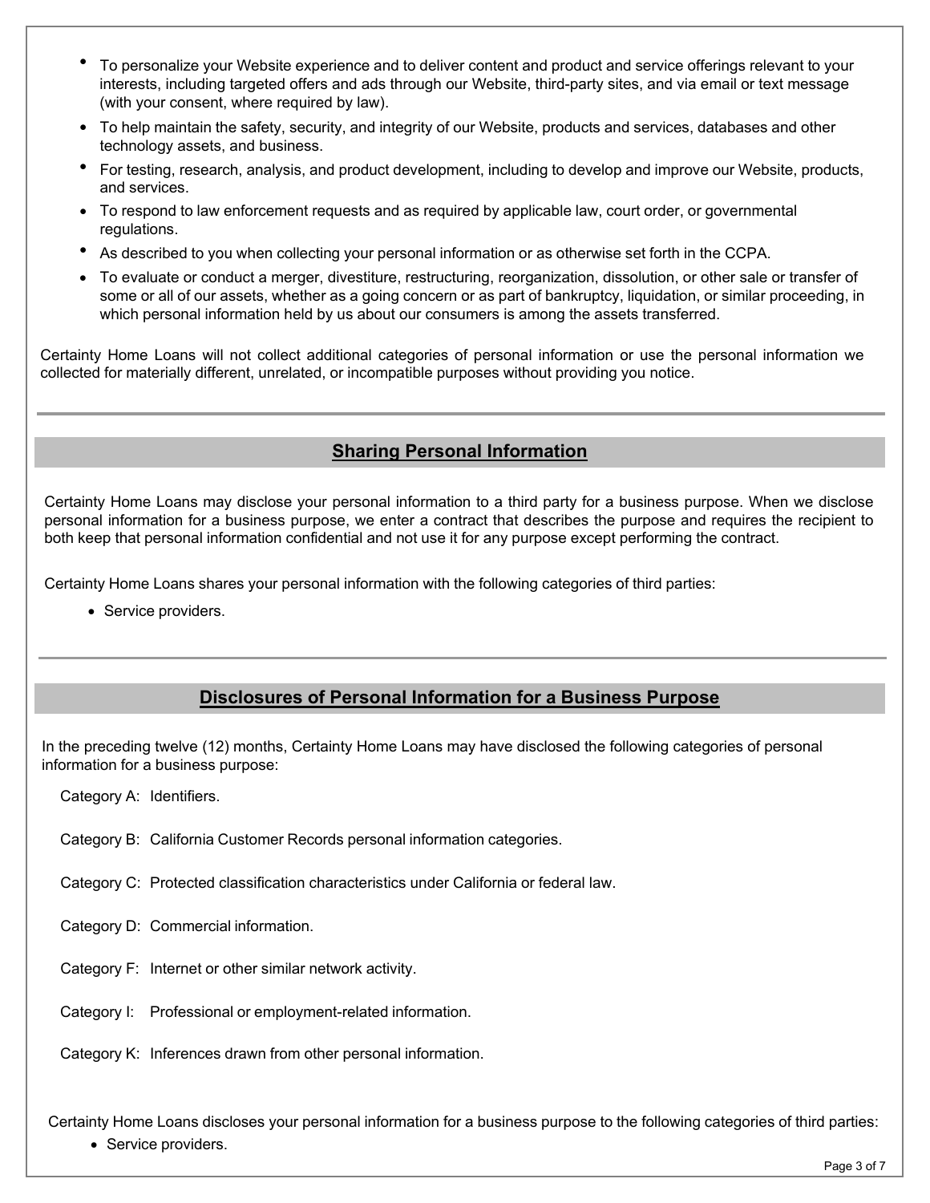- To personalize your Website experience and to deliver content and product and service offerings relevant to your interests, including targeted offers and ads through our Website, third-party sites, and via email or text message (with your consent, where required by law).
- To help maintain the safety, security, and integrity of our Website, products and services, databases and other technology assets, and business.
- For testing, research, analysis, and product development, including to develop and improve our Website, products, and services.
- To respond to law enforcement requests and as required by applicable law, court order, or governmental regulations.
- As described to you when collecting your personal information or as otherwise set forth in the CCPA.
- To evaluate or conduct a merger, divestiture, restructuring, reorganization, dissolution, or other sale or transfer of some or all of our assets, whether as a going concern or as part of bankruptcy, liquidation, or similar proceeding, in which personal information held by us about our consumers is among the assets transferred.

Certainty Home Loans will not collect additional categories of personal information or use the personal information we collected for materially different, unrelated, or incompatible purposes without providing you notice.

## Sharing Personal Information

Certainty Home Loans may disclose your personal information to a third party for a business purpose. When we disclose personal information for a business purpose, we enter a contract that describes the purpose and requires the recipient to both keep that personal information confidential and not use it for any purpose except performing the contract.

Certainty Home Loans shares your personal information with the following categories of third parties:

- Service providers.

## Disclosures of Personal Information for a Business Purpose

In the preceding twelve (12) months, Certainty Home Loans may have disclosed the following categories of personal information for a business purpose:

Category A: Identifiers.

Category B: California Customer Records personal information categories.

Category C: Protected classification characteristics under California or federal law.

Category D: Commercial information.

Category F: Internet or other similar network activity.

Category I: Professional or employment-related information.

Category K: Inferences drawn from other personal information.

Certainty Home Loans discloses your personal information for a business purpose to the following categories of third parties:

- Service providers.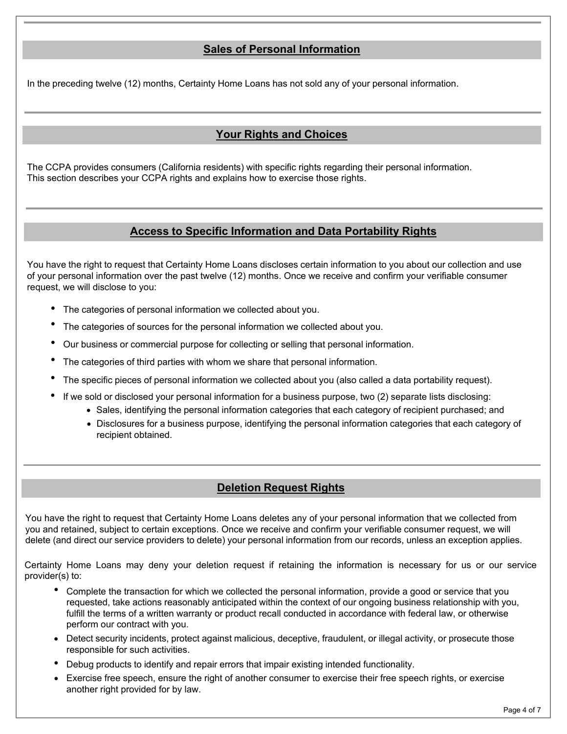## Sales of Personal Information

In the preceding twelve (12) months, Certainty Home Loans has not sold any of your personal information.

## Your Rights and Choices

The CCPA provides consumers (California residents) with specific rights regarding their personal information. This section describes your CCPA rights and explains how to exercise those rights.

## Access to Specific Information and Data Portability Rights

You have the right to request that Certainty Home Loans discloses certain information to you about our collection and use of your personal information over the past twelve (12) months. Once we receive and confirm your verifiable consumer request, we will disclose to you:

- The categories of personal information we collected about you.
- The categories of sources for the personal information we collected about you.
- Our business or commercial purpose for collecting or selling that personal information.
- The categories of third parties with whom we share that personal information.
- The specific pieces of personal information we collected about you (also called a data portability request).
- If we sold or disclosed your personal information for a business purpose, two (2) separate lists disclosing:
    - Sales, identifying the personal information categories that each category of recipient purchased; and
    - Disclosures for a business purpose, identifying the personal information categories that each category of recipient obtained.

## Deletion Request Rights

You have the right to request that Certainty Home Loans deletes any of your personal information that we collected from you and retained, subject to certain exceptions. Once we receive and confirm your verifiable consumer request, we will delete (and direct our service providers to delete) your personal information from our records, unless an exception applies.

Certainty Home Loans may deny your deletion request if retaining the information is necessary for us or our service provider(s) to:

- Complete the transaction for which we collected the personal information, provide a good or service that you requested, take actions reasonably anticipated within the context of our ongoing business relationship with you, fulfill the terms of a written warranty or product recall conducted in accordance with federal law, or otherwise perform our contract with you.
- Detect security incidents, protect against malicious, deceptive, fraudulent, or illegal activity, or prosecute those responsible for such activities.
- Debug products to identify and repair errors that impair existing intended functionality.
- Exercise free speech, ensure the right of another consumer to exercise their free speech rights, or exercise another right provided for by law.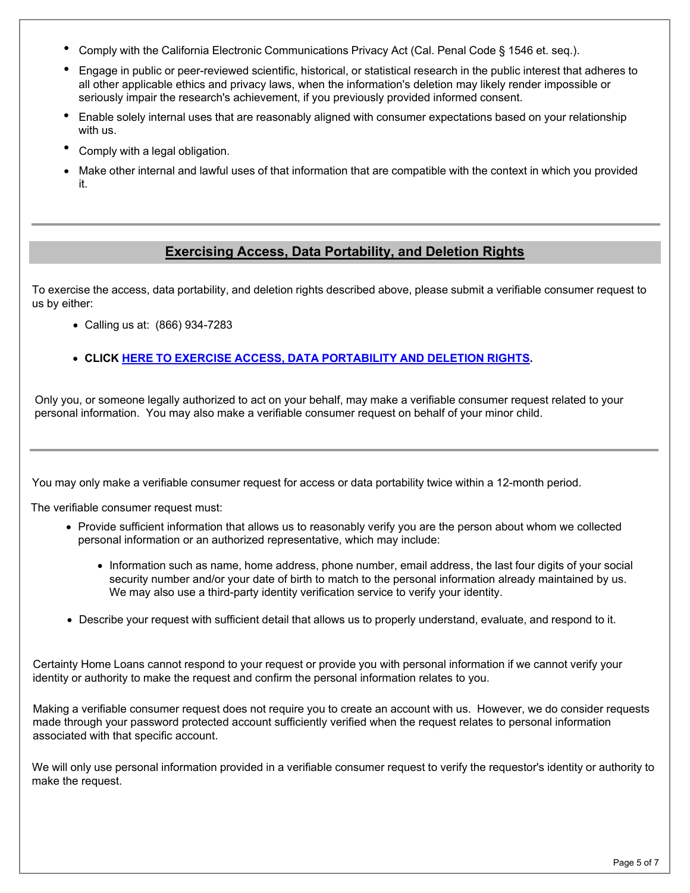- Comply with the California Electronic Communications Privacy Act (Cal. Penal Code § 1546 et. seq.).
- Engage in public or peer-reviewed scientific, historical, or statistical research in the public interest that adheres to all other applicable ethics and privacy laws, when the information's deletion may likely render impossible or seriously impair the research's achievement, if you previously provided informed consent.
- Enable solely internal uses that are reasonably aligned with consumer expectations based on your relationship with us.
- Comply with a legal obligation.
- Make other internal and lawful uses of that information that are compatible with the context in which you provided it.

## Exercising Access, Data Portability, and Deletion Rights

To exercise the access, data portability, and deletion rights described above, please submit a verifiable consumer request to us by either:

- Calling us at: (866) 934-7283
- **CLICK HERE TO EXERCISE ACCESS, DATA PORTABILITY AND DELETION RIGHTS.**

Only you, or someone legally authorized to act on your behalf, may make a verifiable consumer request related to your personal information. You may also make a verifiable consumer request on behalf of your minor child.

You may only make a verifiable consumer request for access or data portability twice within a 12-month period.

The verifiable consumer request must:

- Provide sufficient information that allows us to reasonably verify you are the person about whom we collected personal information or an authorized representative, which may include:
  - Information such as name, home address, phone number, email address, the last four digits of your social security number and/or your date of birth to match to the personal information already maintained by us. We may also use a third-party identity verification service to verify your identity.
- Describe your request with sufficient detail that allows us to properly understand, evaluate, and respond to it.

Certainty Home Loans cannot respond to your request or provide you with personal information if we cannot verify your identity or authority to make the request and confirm the personal information relates to you.

Making a verifiable consumer request does not require you to create an account with us. However, we do consider requests made through your password protected account sufficiently verified when the request relates to personal information associated with that specific account.

We will only use personal information provided in a verifiable consumer request to verify the requestor's identity or authority to make the request.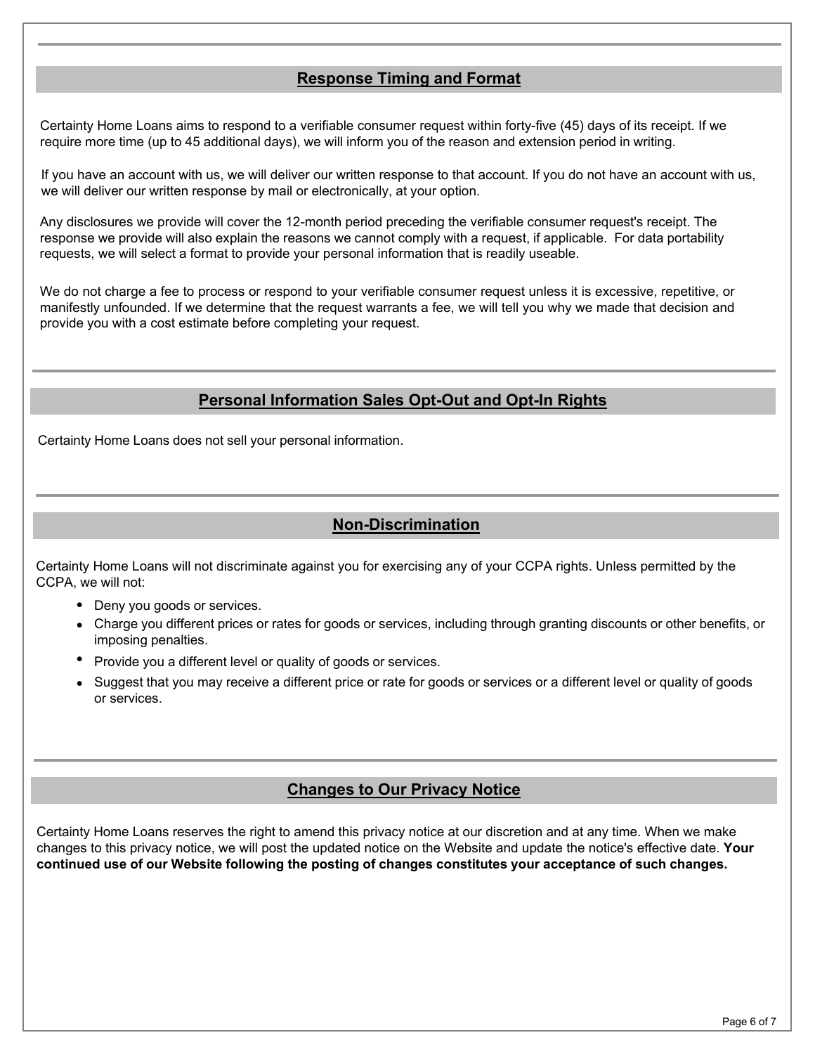## Response Timing and Format

Certainty Home Loans aims to respond to a verifiable consumer request within forty-five (45) days of its receipt. If we require more time (up to 45 additional days), we will inform you of the reason and extension period in writing.

If you have an account with us, we will deliver our written response to that account. If you do not have an account with us, we will deliver our written response by mail or electronically, at your option.

Any disclosures we provide will cover the 12-month period preceding the verifiable consumer request's receipt. The response we provide will also explain the reasons we cannot comply with a request, if applicable. For data portability requests, we will select a format to provide your personal information that is readily useable.

We do not charge a fee to process or respond to your verifiable consumer request unless it is excessive, repetitive, or manifestly unfounded. If we determine that the request warrants a fee, we will tell you why we made that decision and provide you with a cost estimate before completing your request.

## Personal Information Sales Opt-Out and Opt-In Rights

Certainty Home Loans does not sell your personal information.

## Non-Discrimination

Certainty Home Loans will not discriminate against you for exercising any of your CCPA rights. Unless permitted by the CCPA, we will not:

- Deny you goods or services.
- Charge you different prices or rates for goods or services, including through granting discounts or other benefits, or imposing penalties.
- Provide you a different level or quality of goods or services.
- Suggest that you may receive a different price or rate for goods or services or a different level or quality of goods or services.

## Changes to Our Privacy Notice

Certainty Home Loans reserves the right to amend this privacy notice at our discretion and at any time. When we make changes to this privacy notice, we will post the updated notice on the Website and update the notice's effective date. **Your continued use of our Website following the posting of changes constitutes your acceptance of such changes.**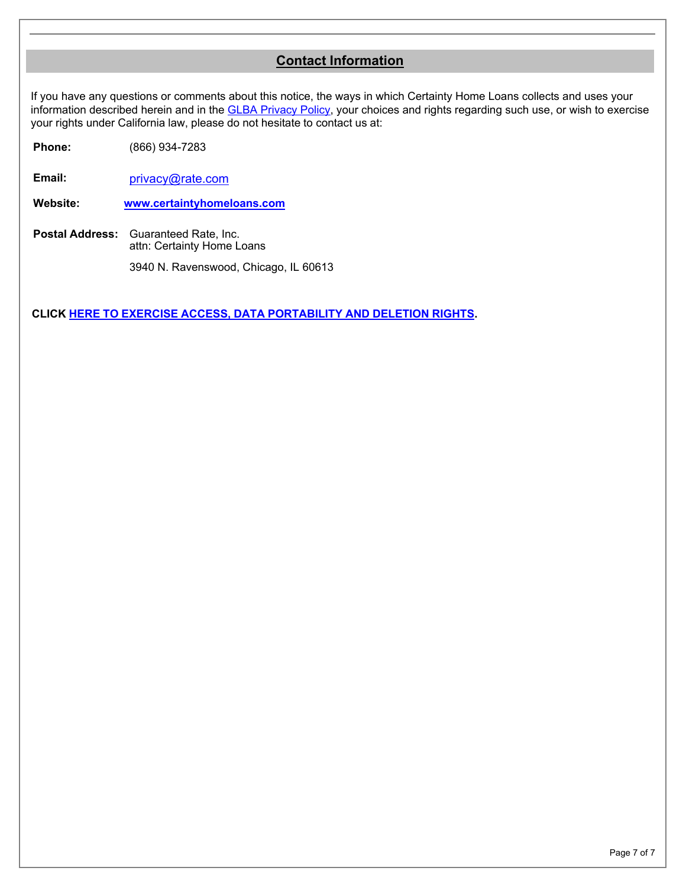## Contact Information

If you have any questions or comments about this notice, the ways in which Certainty Home Loans collects and uses your information described herein and in the GLBA Privacy Policy, your choices and rights regarding such use, or wish to exercise your rights under California law, please do not hesitate to contact us at:

| | |
|---|---|
| **Phone:** | (866) 934-7283 |
| **Email:** | privacy@rate.com |
| **Website:** | **www.certaintyhomeloans.com** |
| **Postal Address:** | Guaranteed Rate, Inc.<br>attn: Certainty Home Loans<br><br>3940 N. Ravenswood, Chicago, IL 60613 |

**CLICK HERE TO EXERCISE ACCESS, DATA PORTABILITY AND DELETION RIGHTS.**